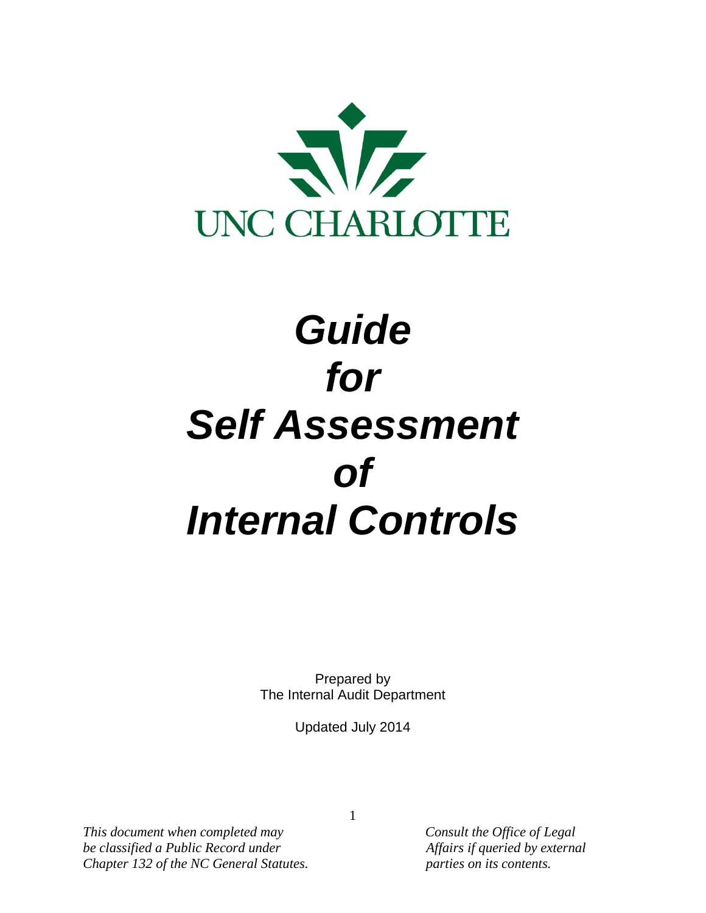UNC CHARLOTTE

# *Guide for Self Assessment of Internal Controls*

Prepared by
The Internal Audit Department

Updated July 2014

*This document when completed may be classified a Public Record under Chapter 132 of the NC General Statutes.*

*Consult the Office of Legal Affairs if queried by external parties on its contents.*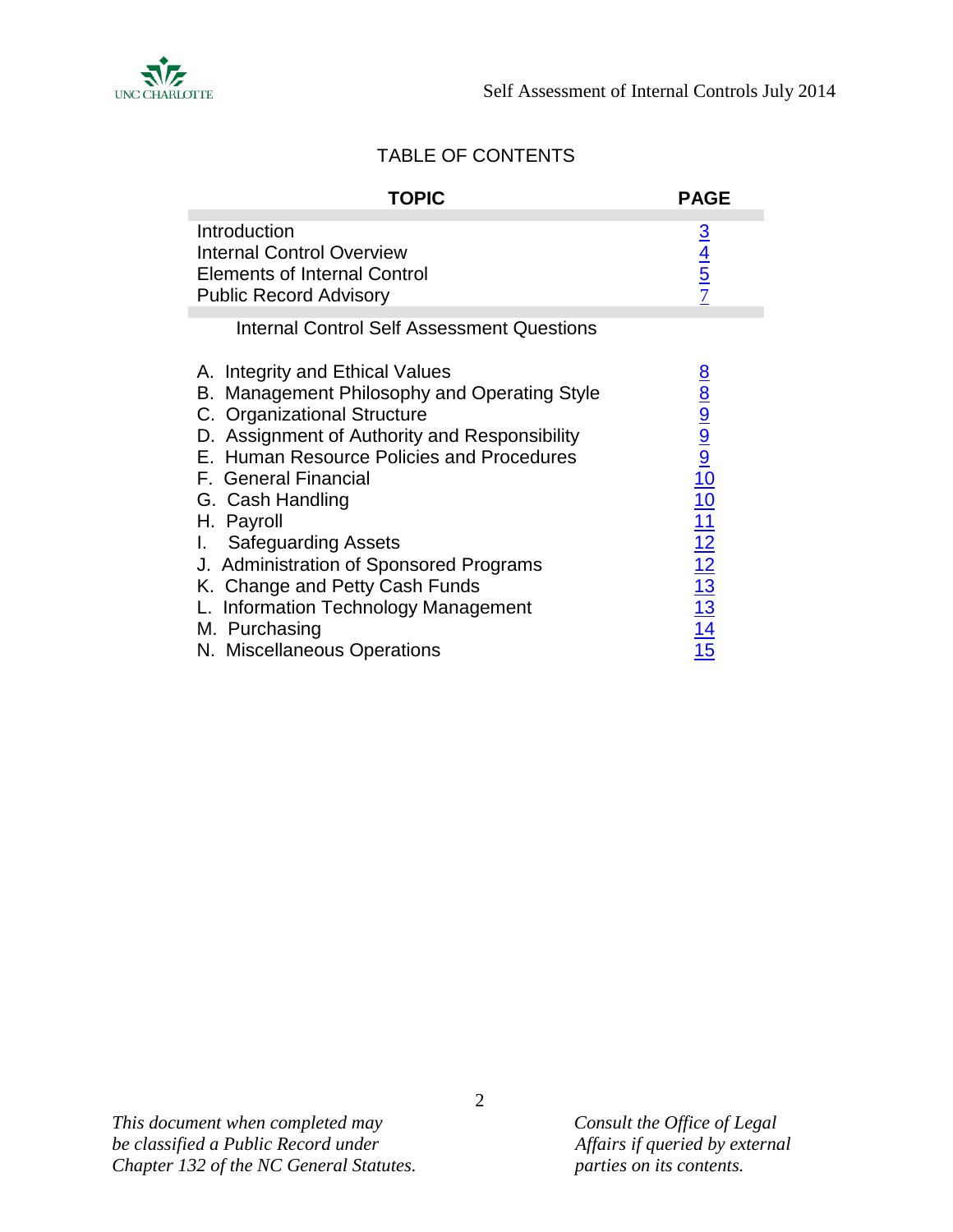# TABLE OF CONTENTS

| TOPIC | PAGE |
|---|---|
| Introduction | 3 |
| Internal Control Overview | 4 |
| Elements of Internal Control | 5 |
| Public Record Advisory | 7 |
| **Internal Control Self Assessment Questions** | |
| A. Integrity and Ethical Values | 8 |
| B. Management Philosophy and Operating Style | 8 |
| C. Organizational Structure | 9 |
| D. Assignment of Authority and Responsibility | 9 |
| E. Human Resource Policies and Procedures | 9 |
| F. General Financial | 10 |
| G. Cash Handling | 10 |
| H. Payroll | 11 |
| I. Safeguarding Assets | 12 |
| J. Administration of Sponsored Programs | 12 |
| K. Change and Petty Cash Funds | 13 |
| L. Information Technology Management | 13 |
| M. Purchasing | 14 |
| N. Miscellaneous Operations | 15 |

*This document when completed may be classified a Public Record under Chapter 132 of the NC General Statutes.*

*Consult the Office of Legal Affairs if queried by external parties on its contents.*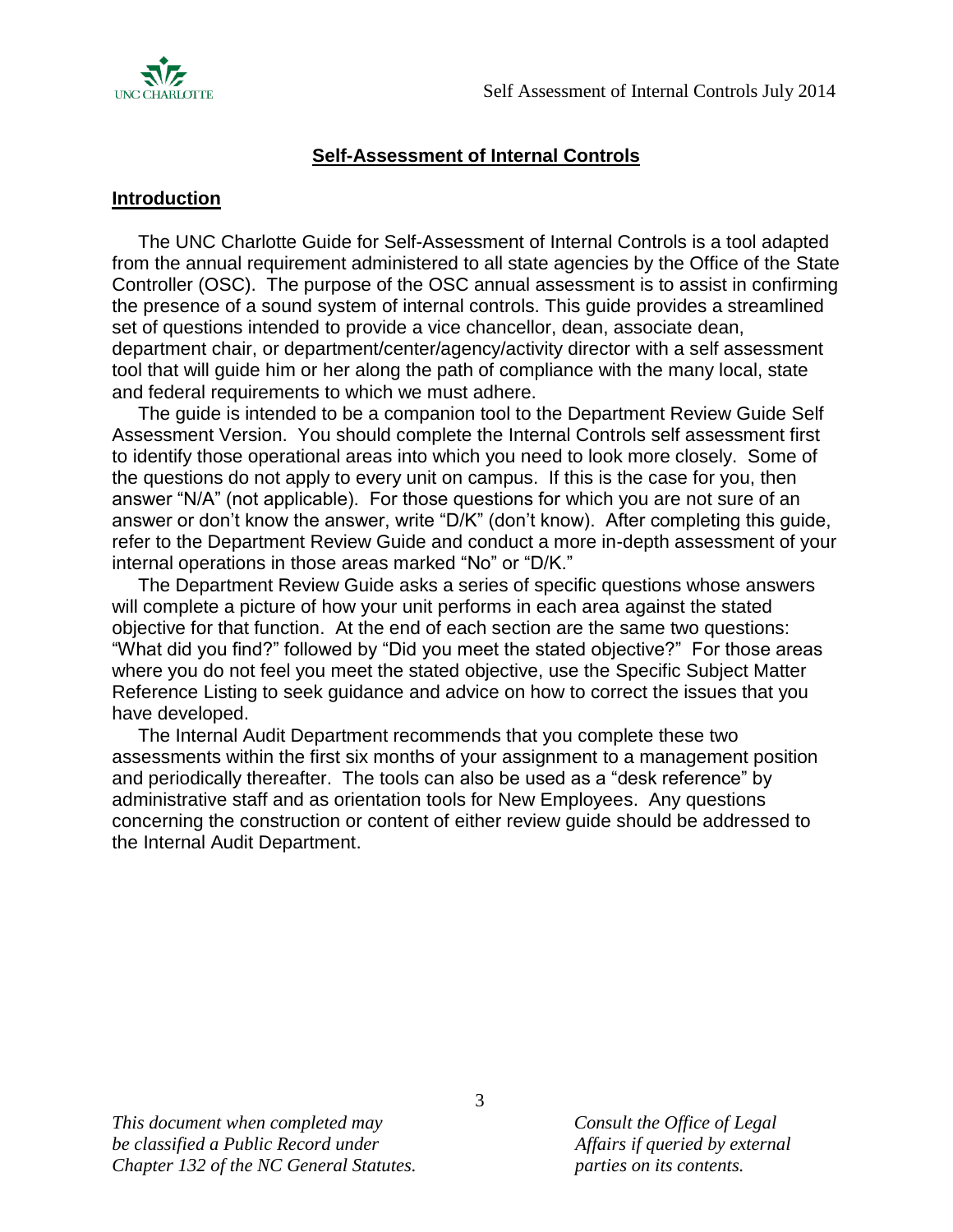## Self-Assessment of Internal Controls

### Introduction

The UNC Charlotte Guide for Self-Assessment of Internal Controls is a tool adapted from the annual requirement administered to all state agencies by the Office of the State Controller (OSC). The purpose of the OSC annual assessment is to assist in confirming the presence of a sound system of internal controls. This guide provides a streamlined set of questions intended to provide a vice chancellor, dean, associate dean, department chair, or department/center/agency/activity director with a self assessment tool that will guide him or her along the path of compliance with the many local, state and federal requirements to which we must adhere.

The guide is intended to be a companion tool to the Department Review Guide Self Assessment Version. You should complete the Internal Controls self assessment first to identify those operational areas into which you need to look more closely. Some of the questions do not apply to every unit on campus. If this is the case for you, then answer "N/A" (not applicable). For those questions for which you are not sure of an answer or don't know the answer, write "D/K" (don't know). After completing this guide, refer to the Department Review Guide and conduct a more in-depth assessment of your internal operations in those areas marked "No" or "D/K."

The Department Review Guide asks a series of specific questions whose answers will complete a picture of how your unit performs in each area against the stated objective for that function. At the end of each section are the same two questions: "What did you find?" followed by "Did you meet the stated objective?" For those areas where you do not feel you meet the stated objective, use the Specific Subject Matter Reference Listing to seek guidance and advice on how to correct the issues that you have developed.

The Internal Audit Department recommends that you complete these two assessments within the first six months of your assignment to a management position and periodically thereafter. The tools can also be used as a "desk reference" by administrative staff and as orientation tools for New Employees. Any questions concerning the construction or content of either review guide should be addressed to the Internal Audit Department.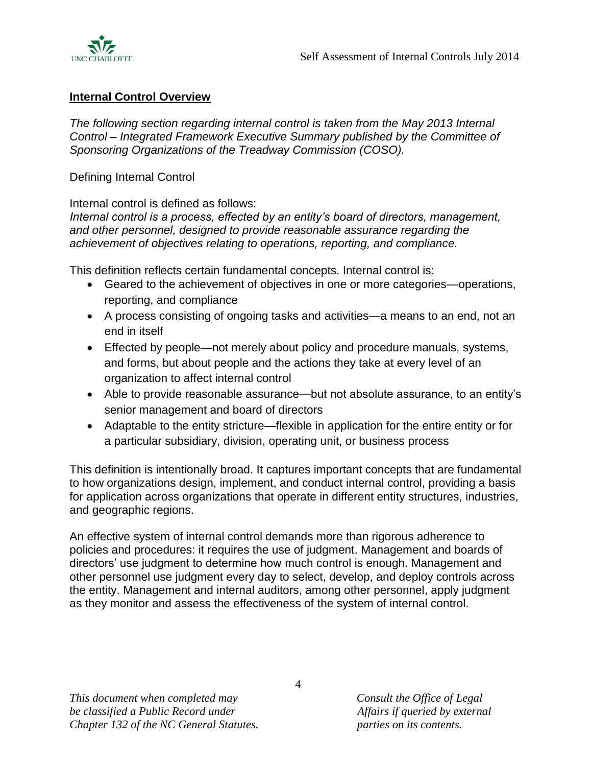## Internal Control Overview

*The following section regarding internal control is taken from the May 2013 Internal Control – Integrated Framework Executive Summary published by the Committee of Sponsoring Organizations of the Treadway Commission (COSO).*

Defining Internal Control

Internal control is defined as follows:
*Internal control is a process, effected by an entity's board of directors, management, and other personnel, designed to provide reasonable assurance regarding the achievement of objectives relating to operations, reporting, and compliance.*

This definition reflects certain fundamental concepts. Internal control is:

- Geared to the achievement of objectives in one or more categories—operations, reporting, and compliance
- A process consisting of ongoing tasks and activities—a means to an end, not an end in itself
- Effected by people—not merely about policy and procedure manuals, systems, and forms, but about people and the actions they take at every level of an organization to affect internal control
- Able to provide reasonable assurance—but not absolute assurance, to an entity's senior management and board of directors
- Adaptable to the entity stricture—flexible in application for the entire entity or for a particular subsidiary, division, operating unit, or business process

This definition is intentionally broad. It captures important concepts that are fundamental to how organizations design, implement, and conduct internal control, providing a basis for application across organizations that operate in different entity structures, industries, and geographic regions.

An effective system of internal control demands more than rigorous adherence to policies and procedures: it requires the use of judgment. Management and boards of directors' use judgment to determine how much control is enough. Management and other personnel use judgment every day to select, develop, and deploy controls across the entity. Management and internal auditors, among other personnel, apply judgment as they monitor and assess the effectiveness of the system of internal control.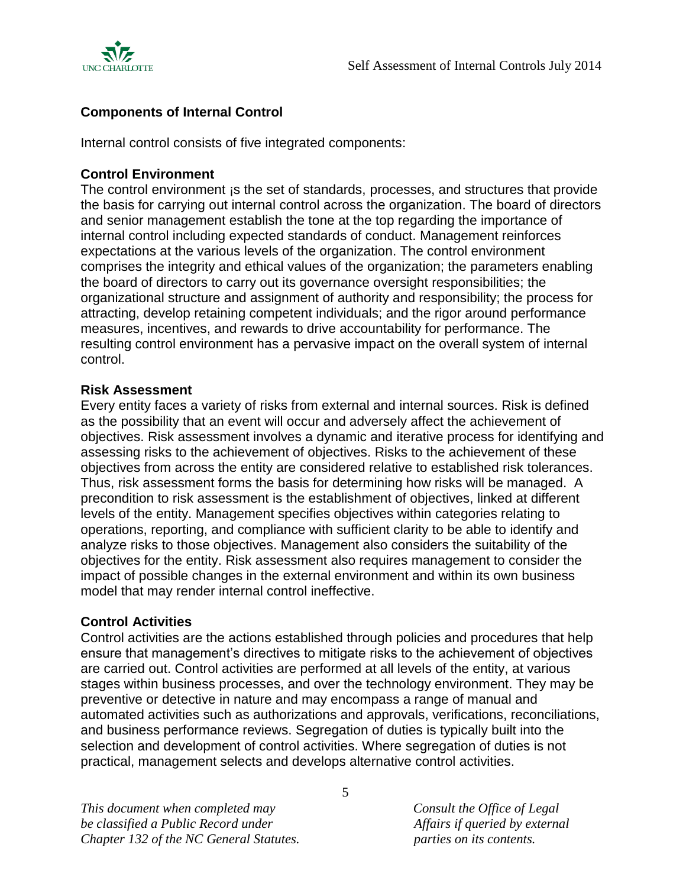## Components of Internal Control

Internal control consists of five integrated components:

### Control Environment

The control environment ¡s the set of standards, processes, and structures that provide the basis for carrying out internal control across the organization. The board of directors and senior management establish the tone at the top regarding the importance of internal control including expected standards of conduct. Management reinforces expectations at the various levels of the organization. The control environment comprises the integrity and ethical values of the organization; the parameters enabling the board of directors to carry out its governance oversight responsibilities; the organizational structure and assignment of authority and responsibility; the process for attracting, develop retaining competent individuals; and the rigor around performance measures, incentives, and rewards to drive accountability for performance. The resulting control environment has a pervasive impact on the overall system of internal control.

### Risk Assessment

Every entity faces a variety of risks from external and internal sources. Risk is defined as the possibility that an event will occur and adversely affect the achievement of objectives. Risk assessment involves a dynamic and iterative process for identifying and assessing risks to the achievement of objectives. Risks to the achievement of these objectives from across the entity are considered relative to established risk tolerances. Thus, risk assessment forms the basis for determining how risks will be managed. A precondition to risk assessment is the establishment of objectives, linked at different levels of the entity. Management specifies objectives within categories relating to operations, reporting, and compliance with sufficient clarity to be able to identify and analyze risks to those objectives. Management also considers the suitability of the objectives for the entity. Risk assessment also requires management to consider the impact of possible changes in the external environment and within its own business model that may render internal control ineffective.

### Control Activities

Control activities are the actions established through policies and procedures that help ensure that management's directives to mitigate risks to the achievement of objectives are carried out. Control activities are performed at all levels of the entity, at various stages within business processes, and over the technology environment. They may be preventive or detective in nature and may encompass a range of manual and automated activities such as authorizations and approvals, verifications, reconciliations, and business performance reviews. Segregation of duties is typically built into the selection and development of control activities. Where segregation of duties is not practical, management selects and develops alternative control activities.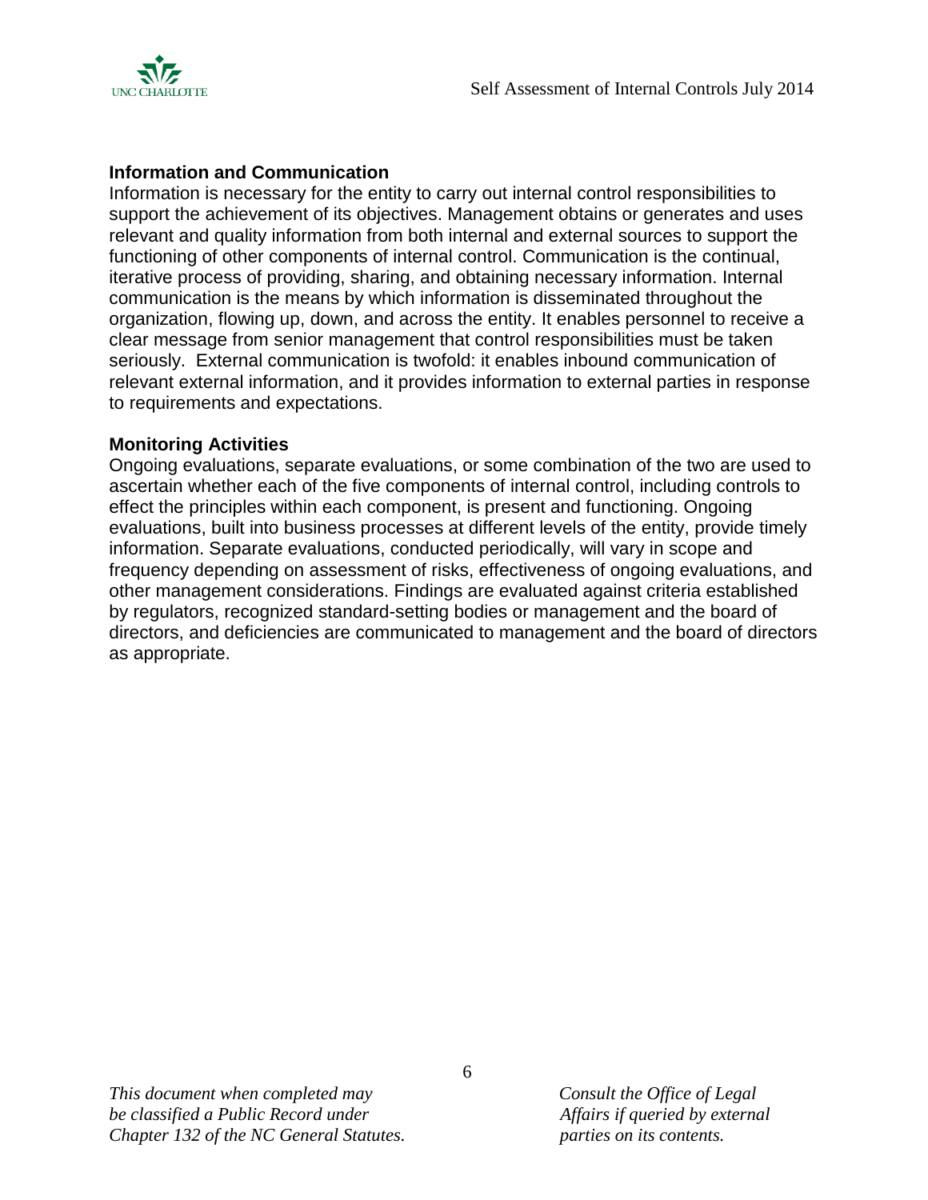**Information and Communication**

Information is necessary for the entity to carry out internal control responsibilities to support the achievement of its objectives. Management obtains or generates and uses relevant and quality information from both internal and external sources to support the functioning of other components of internal control. Communication is the continual, iterative process of providing, sharing, and obtaining necessary information. Internal communication is the means by which information is disseminated throughout the organization, flowing up, down, and across the entity. It enables personnel to receive a clear message from senior management that control responsibilities must be taken seriously. External communication is twofold: it enables inbound communication of relevant external information, and it provides information to external parties in response to requirements and expectations.

**Monitoring Activities**

Ongoing evaluations, separate evaluations, or some combination of the two are used to ascertain whether each of the five components of internal control, including controls to effect the principles within each component, is present and functioning. Ongoing evaluations, built into business processes at different levels of the entity, provide timely information. Separate evaluations, conducted periodically, will vary in scope and frequency depending on assessment of risks, effectiveness of ongoing evaluations, and other management considerations. Findings are evaluated against criteria established by regulators, recognized standard-setting bodies or management and the board of directors, and deficiencies are communicated to management and the board of directors as appropriate.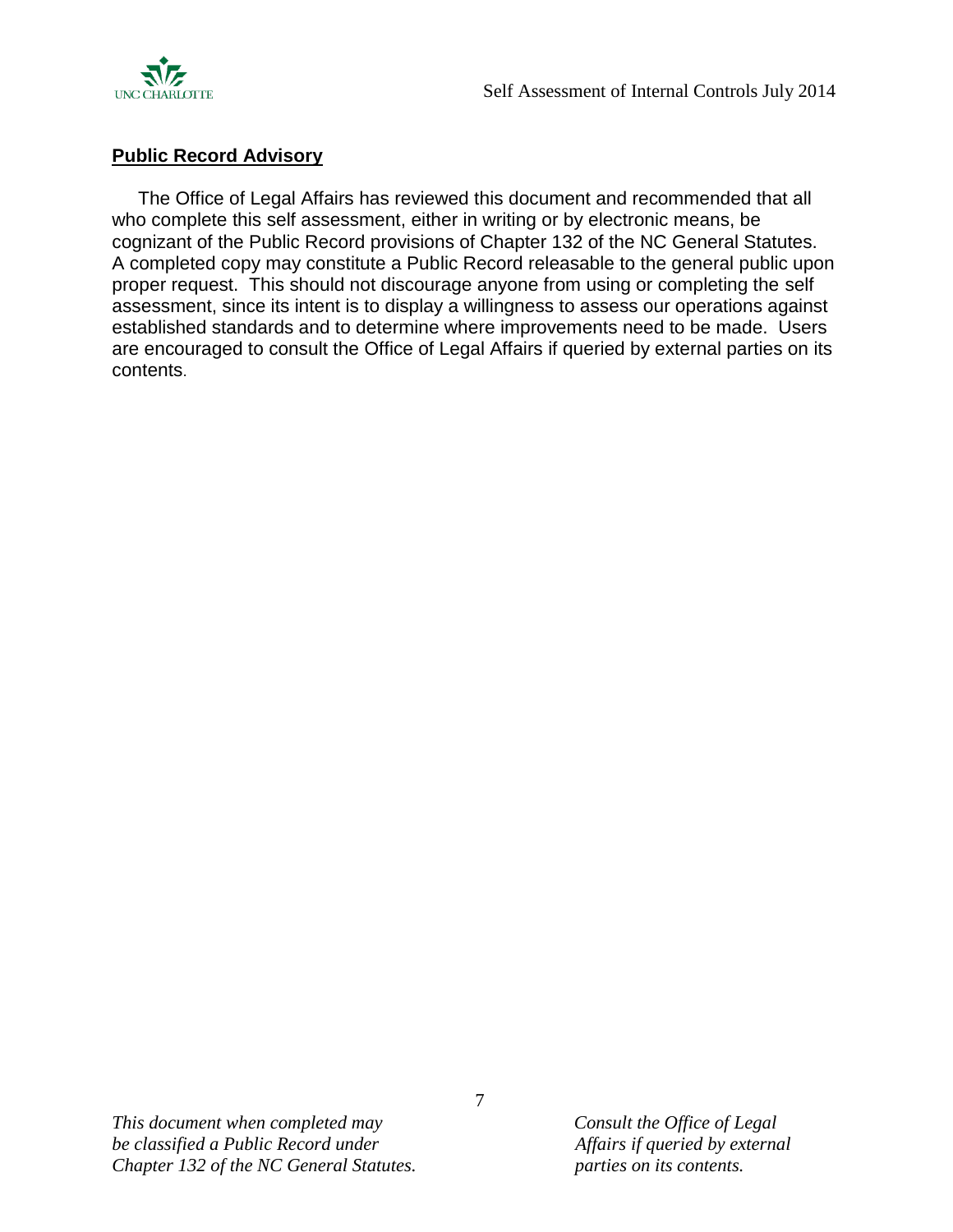## Public Record Advisory

The Office of Legal Affairs has reviewed this document and recommended that all who complete this self assessment, either in writing or by electronic means, be cognizant of the Public Record provisions of Chapter 132 of the NC General Statutes. A completed copy may constitute a Public Record releasable to the general public upon proper request. This should not discourage anyone from using or completing the self assessment, since its intent is to display a willingness to assess our operations against established standards and to determine where improvements need to be made. Users are encouraged to consult the Office of Legal Affairs if queried by external parties on its contents.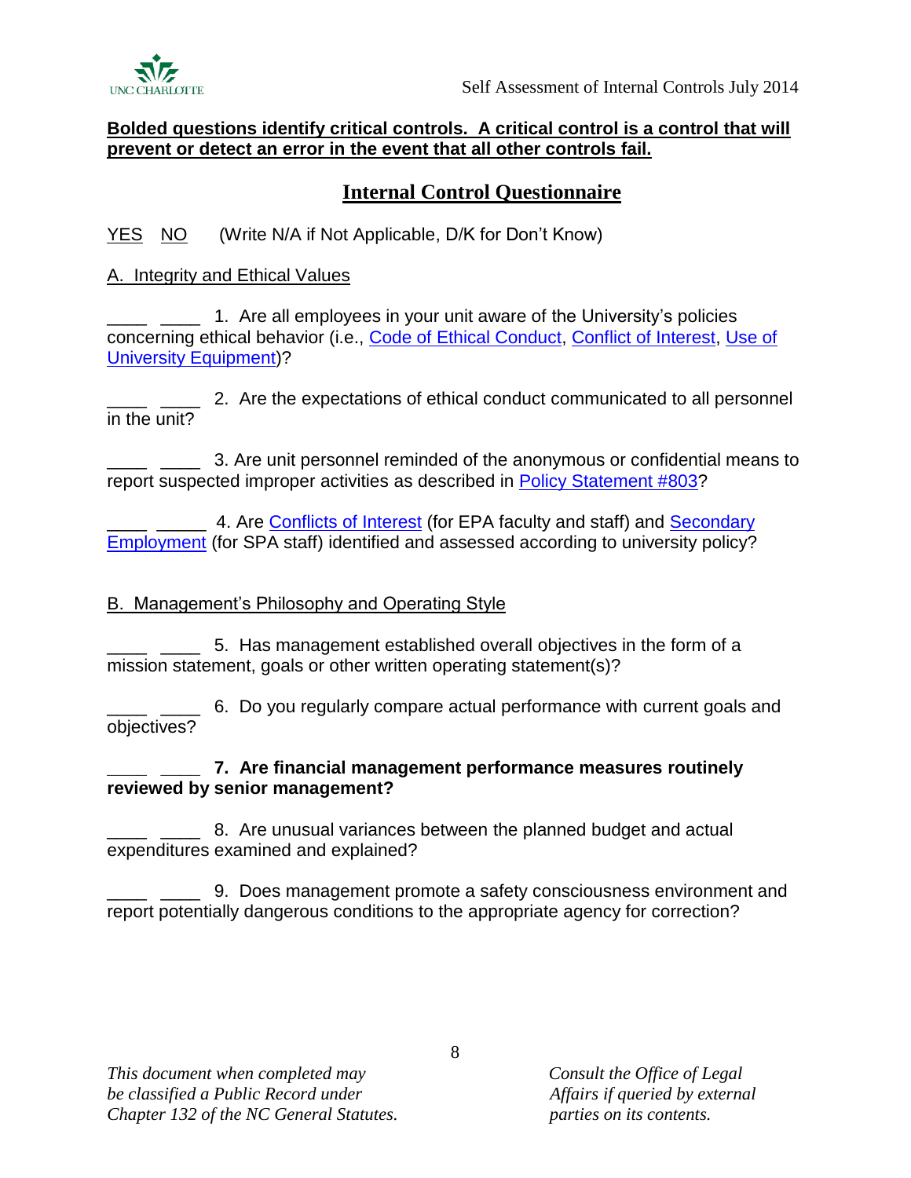**Bolded questions identify critical controls. A critical control is a control that will prevent or detect an error in the event that all other controls fail.**

## Internal Control Questionnaire

YES NO (Write N/A if Not Applicable, D/K for Don't Know)

A. Integrity and Ethical Values

____ ____ 1. Are all employees in your unit aware of the University's policies concerning ethical behavior (i.e., Code of Ethical Conduct, Conflict of Interest, Use of University Equipment)?

____ ____ 2. Are the expectations of ethical conduct communicated to all personnel in the unit?

____ ____ 3. Are unit personnel reminded of the anonymous or confidential means to report suspected improper activities as described in Policy Statement #803?

____ _____ 4. Are Conflicts of Interest (for EPA faculty and staff) and Secondary Employment (for SPA staff) identified and assessed according to university policy?

B. Management's Philosophy and Operating Style

____ ____ 5. Has management established overall objectives in the form of a mission statement, goals or other written operating statement(s)?

____ ____ 6. Do you regularly compare actual performance with current goals and objectives?

**____ ____ 7. Are financial management performance measures routinely reviewed by senior management?**

____ ____ 8. Are unusual variances between the planned budget and actual expenditures examined and explained?

____ ____ 9. Does management promote a safety consciousness environment and report potentially dangerous conditions to the appropriate agency for correction?

*This document when completed may be classified a Public Record under Chapter 132 of the NC General Statutes.*

*Consult the Office of Legal Affairs if queried by external parties on its contents.*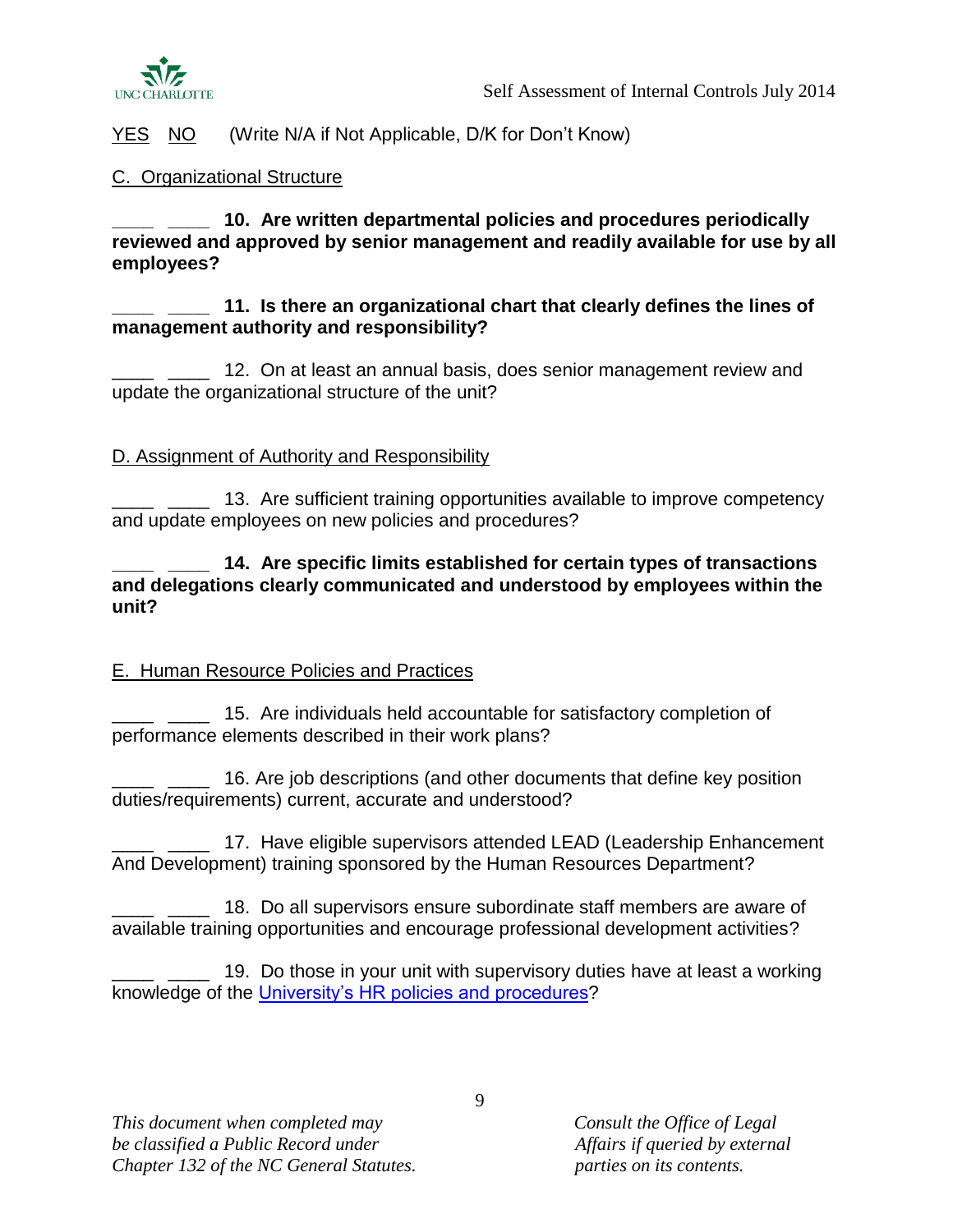YES NO (Write N/A if Not Applicable, D/K for Don't Know)

C. Organizational Structure

____ ____ **10. Are written departmental policies and procedures periodically reviewed and approved by senior management and readily available for use by all employees?**

____ ____ **11. Is there an organizational chart that clearly defines the lines of management authority and responsibility?**

____ ____ 12. On at least an annual basis, does senior management review and update the organizational structure of the unit?

D. Assignment of Authority and Responsibility

____ ____ 13. Are sufficient training opportunities available to improve competency and update employees on new policies and procedures?

____ ____ **14. Are specific limits established for certain types of transactions and delegations clearly communicated and understood by employees within the unit?**

E. Human Resource Policies and Practices

____ ____ 15. Are individuals held accountable for satisfactory completion of performance elements described in their work plans?

____ ____ 16. Are job descriptions (and other documents that define key position duties/requirements) current, accurate and understood?

____ ____ 17. Have eligible supervisors attended LEAD (Leadership Enhancement And Development) training sponsored by the Human Resources Department?

____ ____ 18. Do all supervisors ensure subordinate staff members are aware of available training opportunities and encourage professional development activities?

____ ____ 19. Do those in your unit with supervisory duties have at least a working knowledge of the University's HR policies and procedures?

*This document when completed may be classified a Public Record under Chapter 132 of the NC General Statutes.*

*Consult the Office of Legal Affairs if queried by external parties on its contents.*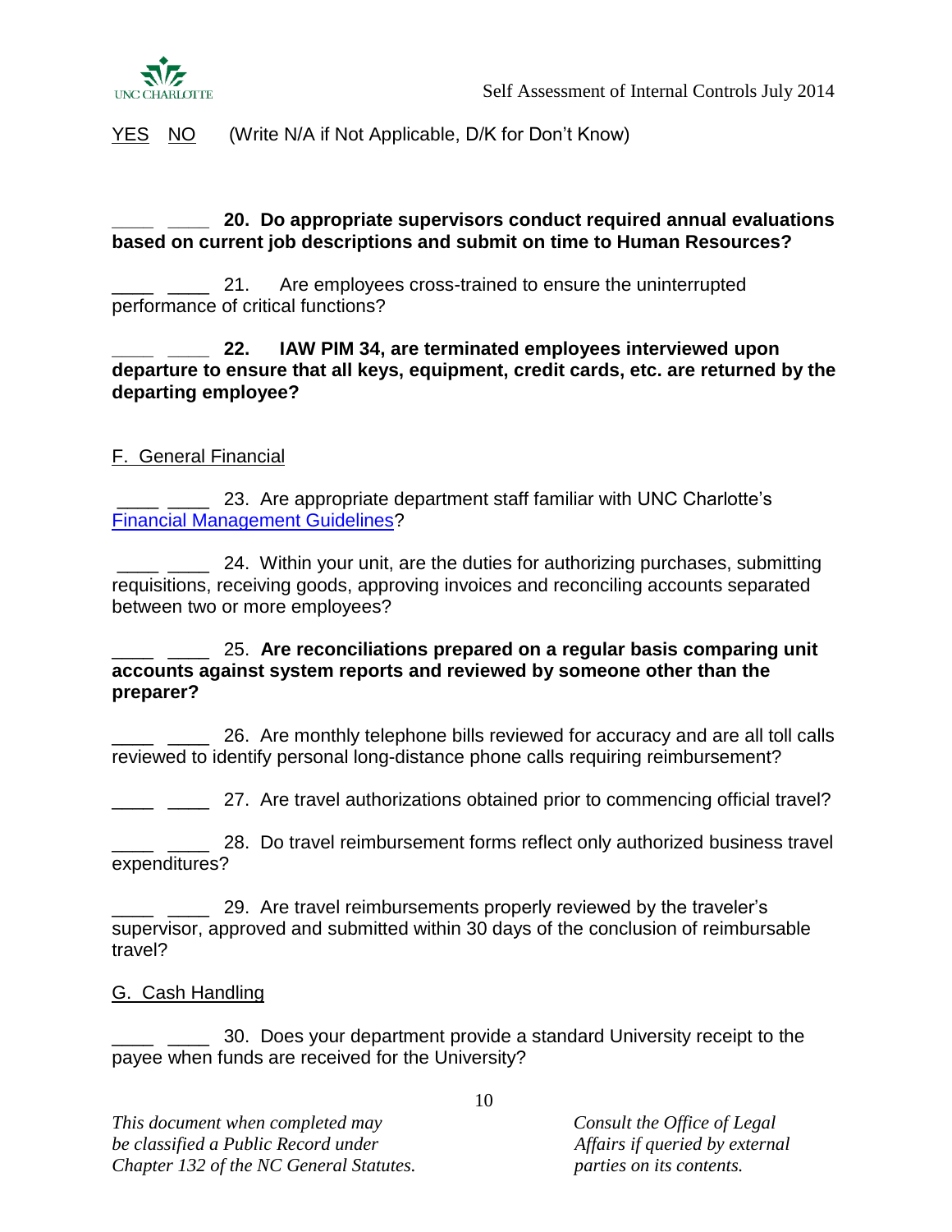YES NO (Write N/A if Not Applicable, D/K for Don't Know)

____ ____ **20. Do appropriate supervisors conduct required annual evaluations based on current job descriptions and submit on time to Human Resources?**

____ ____ 21. Are employees cross-trained to ensure the uninterrupted performance of critical functions?

____ ____ **22. IAW PIM 34, are terminated employees interviewed upon departure to ensure that all keys, equipment, credit cards, etc. are returned by the departing employee?**

## F. General Financial

____ ____ 23. Are appropriate department staff familiar with UNC Charlotte's Financial Management Guidelines?

____ ____ 24. Within your unit, are the duties for authorizing purchases, submitting requisitions, receiving goods, approving invoices and reconciling accounts separated between two or more employees?

____ ____ 25. **Are reconciliations prepared on a regular basis comparing unit accounts against system reports and reviewed by someone other than the preparer?**

____ ____ 26. Are monthly telephone bills reviewed for accuracy and are all toll calls reviewed to identify personal long-distance phone calls requiring reimbursement?

____ ____ 27. Are travel authorizations obtained prior to commencing official travel?

____ ____ 28. Do travel reimbursement forms reflect only authorized business travel expenditures?

____ ____ 29. Are travel reimbursements properly reviewed by the traveler's supervisor, approved and submitted within 30 days of the conclusion of reimbursable travel?

## G. Cash Handling

____ ____ 30. Does your department provide a standard University receipt to the payee when funds are received for the University?

*This document when completed may be classified a Public Record under Chapter 132 of the NC General Statutes.*

*Consult the Office of Legal Affairs if queried by external parties on its contents.*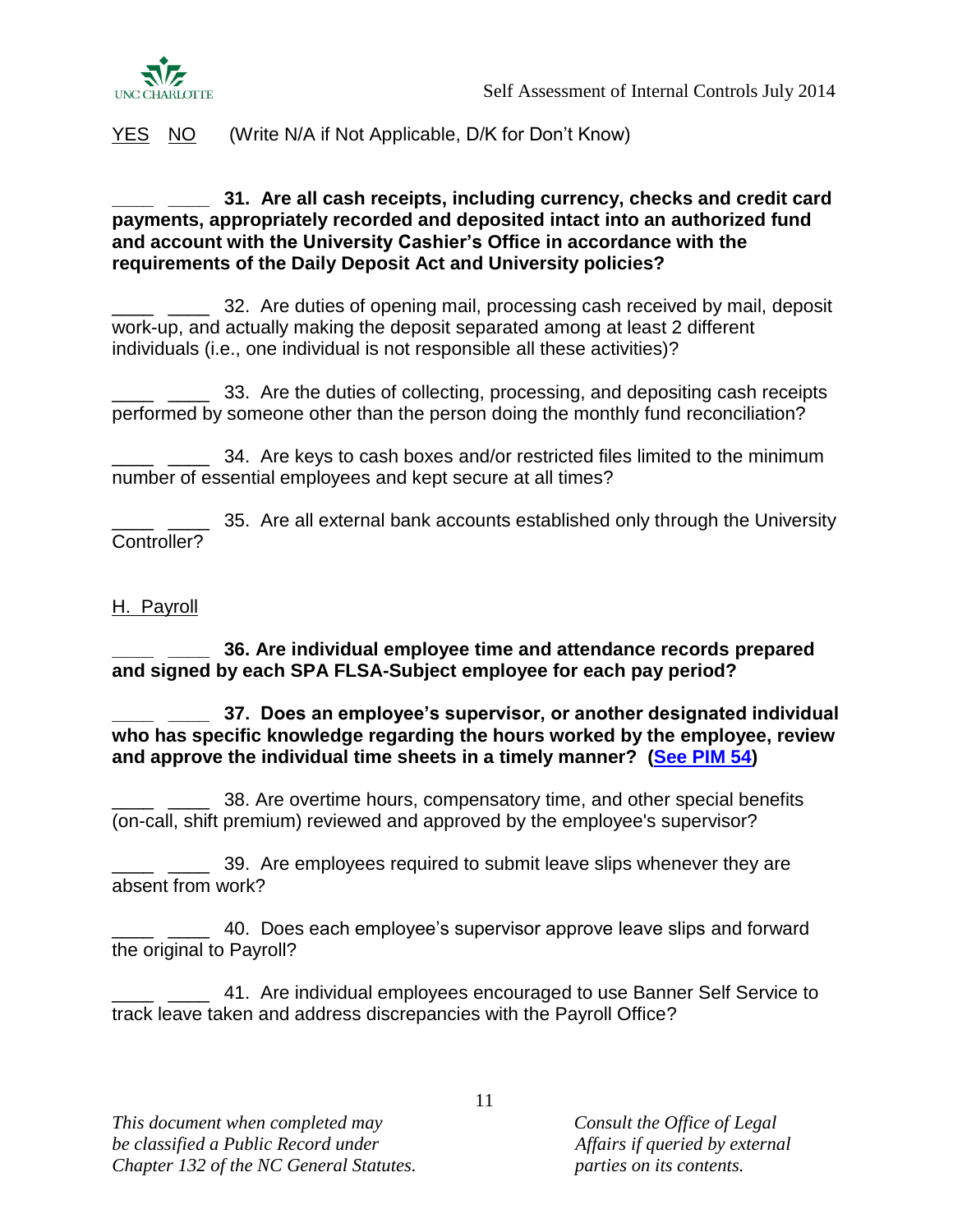YES NO (Write N/A if Not Applicable, D/K for Don't Know)

____ ____ **31. Are all cash receipts, including currency, checks and credit card payments, appropriately recorded and deposited intact into an authorized fund and account with the University Cashier's Office in accordance with the requirements of the Daily Deposit Act and University policies?**

____ ____ 32. Are duties of opening mail, processing cash received by mail, deposit work-up, and actually making the deposit separated among at least 2 different individuals (i.e., one individual is not responsible all these activities)?

____ ____ 33. Are the duties of collecting, processing, and depositing cash receipts performed by someone other than the person doing the monthly fund reconciliation?

____ ____ 34. Are keys to cash boxes and/or restricted files limited to the minimum number of essential employees and kept secure at all times?

____ ____ 35. Are all external bank accounts established only through the University Controller?

## H. Payroll

____ ____ **36. Are individual employee time and attendance records prepared and signed by each SPA FLSA-Subject employee for each pay period?**

____ ____ **37. Does an employee's supervisor, or another designated individual who has specific knowledge regarding the hours worked by the employee, review and approve the individual time sheets in a timely manner? (See PIM 54)**

____ ____ 38. Are overtime hours, compensatory time, and other special benefits (on-call, shift premium) reviewed and approved by the employee's supervisor?

____ ____ 39. Are employees required to submit leave slips whenever they are absent from work?

____ ____ 40. Does each employee's supervisor approve leave slips and forward the original to Payroll?

____ ____ 41. Are individual employees encouraged to use Banner Self Service to track leave taken and address discrepancies with the Payroll Office?

*This document when completed may be classified a Public Record under Chapter 132 of the NC General Statutes.*

*Consult the Office of Legal Affairs if queried by external parties on its contents.*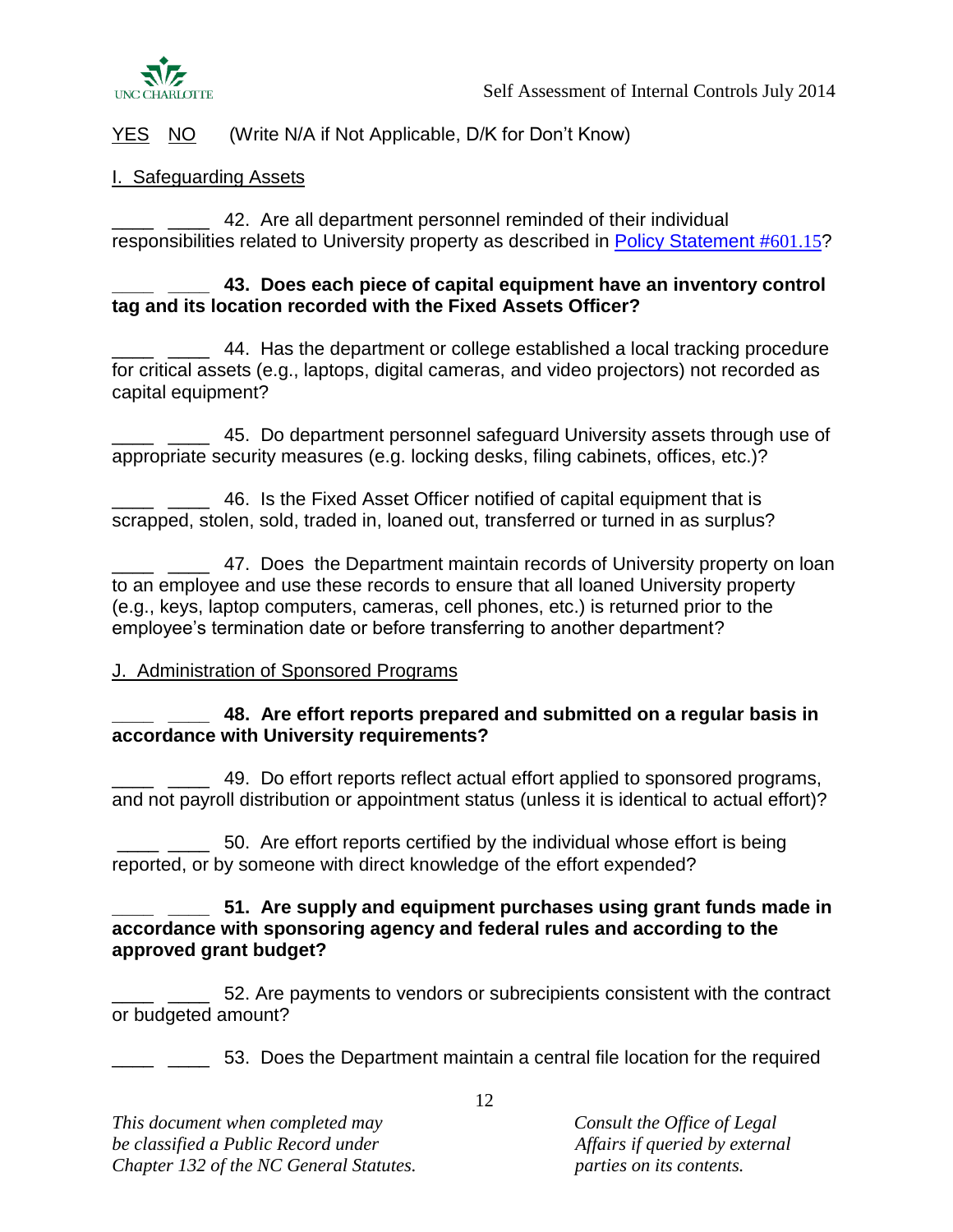YES NO (Write N/A if Not Applicable, D/K for Don't Know)

I. Safeguarding Assets

____ ____ 42. Are all department personnel reminded of their individual responsibilities related to University property as described in Policy Statement #601.15?

**____ ____ 43. Does each piece of capital equipment have an inventory control tag and its location recorded with the Fixed Assets Officer?**

____ ____ 44. Has the department or college established a local tracking procedure for critical assets (e.g., laptops, digital cameras, and video projectors) not recorded as capital equipment?

____ ____ 45. Do department personnel safeguard University assets through use of appropriate security measures (e.g. locking desks, filing cabinets, offices, etc.)?

____ ____ 46. Is the Fixed Asset Officer notified of capital equipment that is scrapped, stolen, sold, traded in, loaned out, transferred or turned in as surplus?

____ ____ 47. Does the Department maintain records of University property on loan to an employee and use these records to ensure that all loaned University property (e.g., keys, laptop computers, cameras, cell phones, etc.) is returned prior to the employee's termination date or before transferring to another department?

J. Administration of Sponsored Programs

**____ ____ 48. Are effort reports prepared and submitted on a regular basis in accordance with University requirements?**

____ ____ 49. Do effort reports reflect actual effort applied to sponsored programs, and not payroll distribution or appointment status (unless it is identical to actual effort)?

____ ____ 50. Are effort reports certified by the individual whose effort is being reported, or by someone with direct knowledge of the effort expended?

**____ ____ 51. Are supply and equipment purchases using grant funds made in accordance with sponsoring agency and federal rules and according to the approved grant budget?**

____ ____ 52. Are payments to vendors or subrecipients consistent with the contract or budgeted amount?

____ ____ 53. Does the Department maintain a central file location for the required

*This document when completed may be classified a Public Record under Chapter 132 of the NC General Statutes.*

*Consult the Office of Legal Affairs if queried by external parties on its contents.*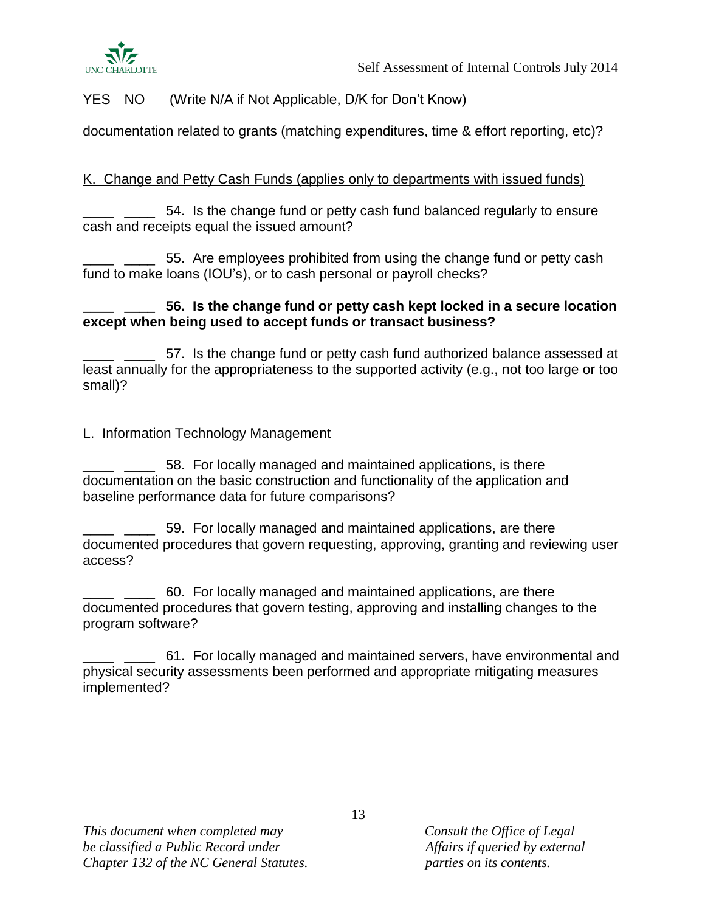YES NO (Write N/A if Not Applicable, D/K for Don't Know)

documentation related to grants (matching expenditures, time & effort reporting, etc)?

K. Change and Petty Cash Funds (applies only to departments with issued funds)

____ ____ 54. Is the change fund or petty cash fund balanced regularly to ensure cash and receipts equal the issued amount?

____ ____ 55. Are employees prohibited from using the change fund or petty cash fund to make loans (IOU's), or to cash personal or payroll checks?

**____ ____ 56. Is the change fund or petty cash kept locked in a secure location except when being used to accept funds or transact business?**

____ ____ 57. Is the change fund or petty cash fund authorized balance assessed at least annually for the appropriateness to the supported activity (e.g., not too large or too small)?

L. Information Technology Management

____ ____ 58. For locally managed and maintained applications, is there documentation on the basic construction and functionality of the application and baseline performance data for future comparisons?

____ ____ 59. For locally managed and maintained applications, are there documented procedures that govern requesting, approving, granting and reviewing user access?

____ ____ 60. For locally managed and maintained applications, are there documented procedures that govern testing, approving and installing changes to the program software?

____ ____ 61. For locally managed and maintained servers, have environmental and physical security assessments been performed and appropriate mitigating measures implemented?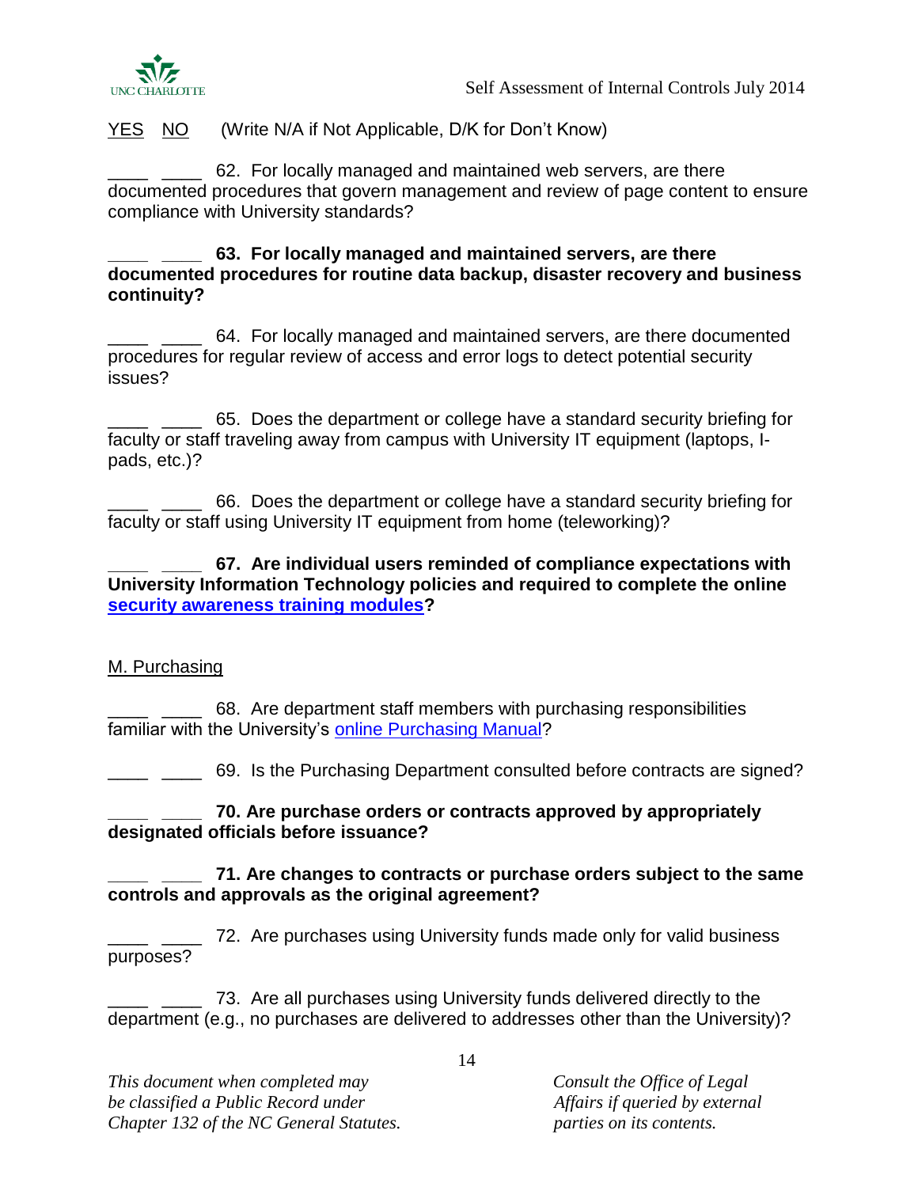YES NO (Write N/A if Not Applicable, D/K for Don't Know)

____ ____ 62. For locally managed and maintained web servers, are there documented procedures that govern management and review of page content to ensure compliance with University standards?

**____ ____ 63. For locally managed and maintained servers, are there documented procedures for routine data backup, disaster recovery and business continuity?**

____ ____ 64. For locally managed and maintained servers, are there documented procedures for regular review of access and error logs to detect potential security issues?

____ ____ 65. Does the department or college have a standard security briefing for faculty or staff traveling away from campus with University IT equipment (laptops, I-pads, etc.)?

____ ____ 66. Does the department or college have a standard security briefing for faculty or staff using University IT equipment from home (teleworking)?

**____ ____ 67. Are individual users reminded of compliance expectations with University Information Technology policies and required to complete the online security awareness training modules?**

## M. Purchasing

____ ____ 68. Are department staff members with purchasing responsibilities familiar with the University's online Purchasing Manual?

____ ____ 69. Is the Purchasing Department consulted before contracts are signed?

**____ ____ 70. Are purchase orders or contracts approved by appropriately designated officials before issuance?**

**____ ____ 71. Are changes to contracts or purchase orders subject to the same controls and approvals as the original agreement?**

____ ____ 72. Are purchases using University funds made only for valid business purposes?

____ ____ 73. Are all purchases using University funds delivered directly to the department (e.g., no purchases are delivered to addresses other than the University)?

*This document when completed may be classified a Public Record under Chapter 132 of the NC General Statutes.*

*Consult the Office of Legal Affairs if queried by external parties on its contents.*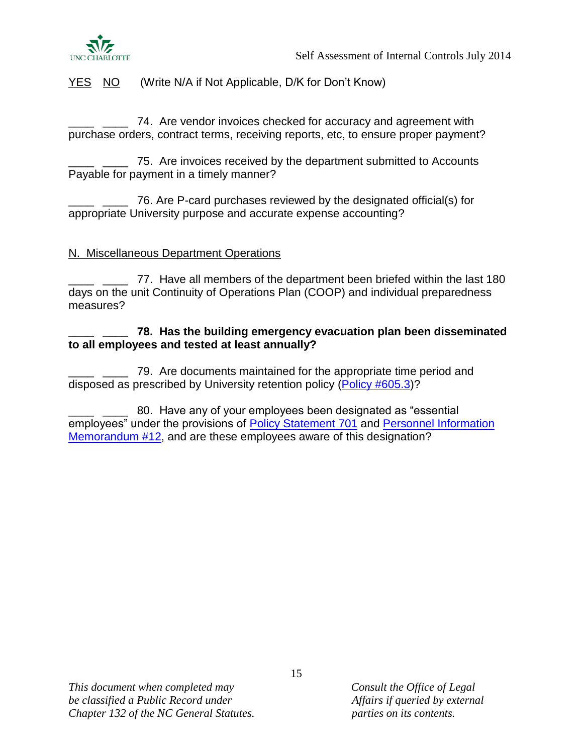YES NO (Write N/A if Not Applicable, D/K for Don't Know)

____ ____ 74. Are vendor invoices checked for accuracy and agreement with purchase orders, contract terms, receiving reports, etc, to ensure proper payment?

____ ____ 75. Are invoices received by the department submitted to Accounts Payable for payment in a timely manner?

____ ____ 76. Are P-card purchases reviewed by the designated official(s) for appropriate University purpose and accurate expense accounting?

## N. Miscellaneous Department Operations

____ ____ 77. Have all members of the department been briefed within the last 180 days on the unit Continuity of Operations Plan (COOP) and individual preparedness measures?

____ ____ **78. Has the building emergency evacuation plan been disseminated to all employees and tested at least annually?**

____ ____ 79. Are documents maintained for the appropriate time period and disposed as prescribed by University retention policy (Policy #605.3)?

____ ____ 80. Have any of your employees been designated as "essential employees" under the provisions of Policy Statement 701 and Personnel Information Memorandum #12, and are these employees aware of this designation?

*This document when completed may be classified a Public Record under Chapter 132 of the NC General Statutes.*

*Consult the Office of Legal Affairs if queried by external parties on its contents.*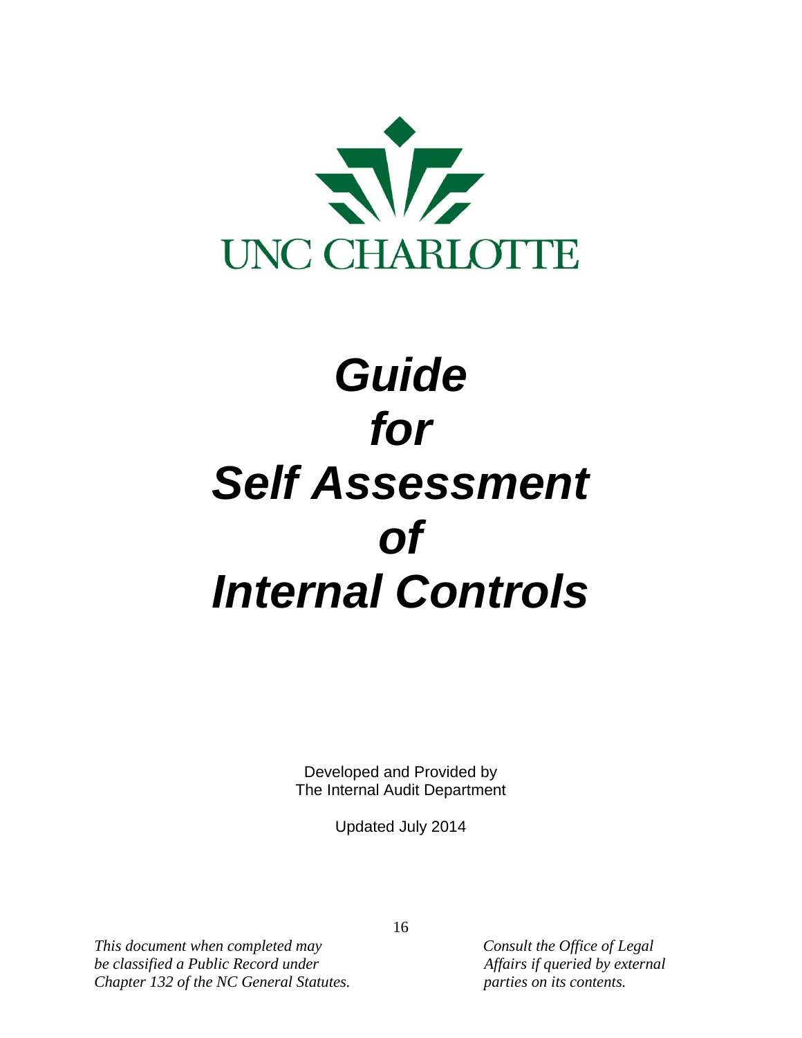UNC CHARLOTTE

# *Guide for Self Assessment of Internal Controls*

Developed and Provided by
The Internal Audit Department

Updated July 2014

*This document when completed may be classified a Public Record under Chapter 132 of the NC General Statutes.*

*Consult the Office of Legal Affairs if queried by external parties on its contents.*